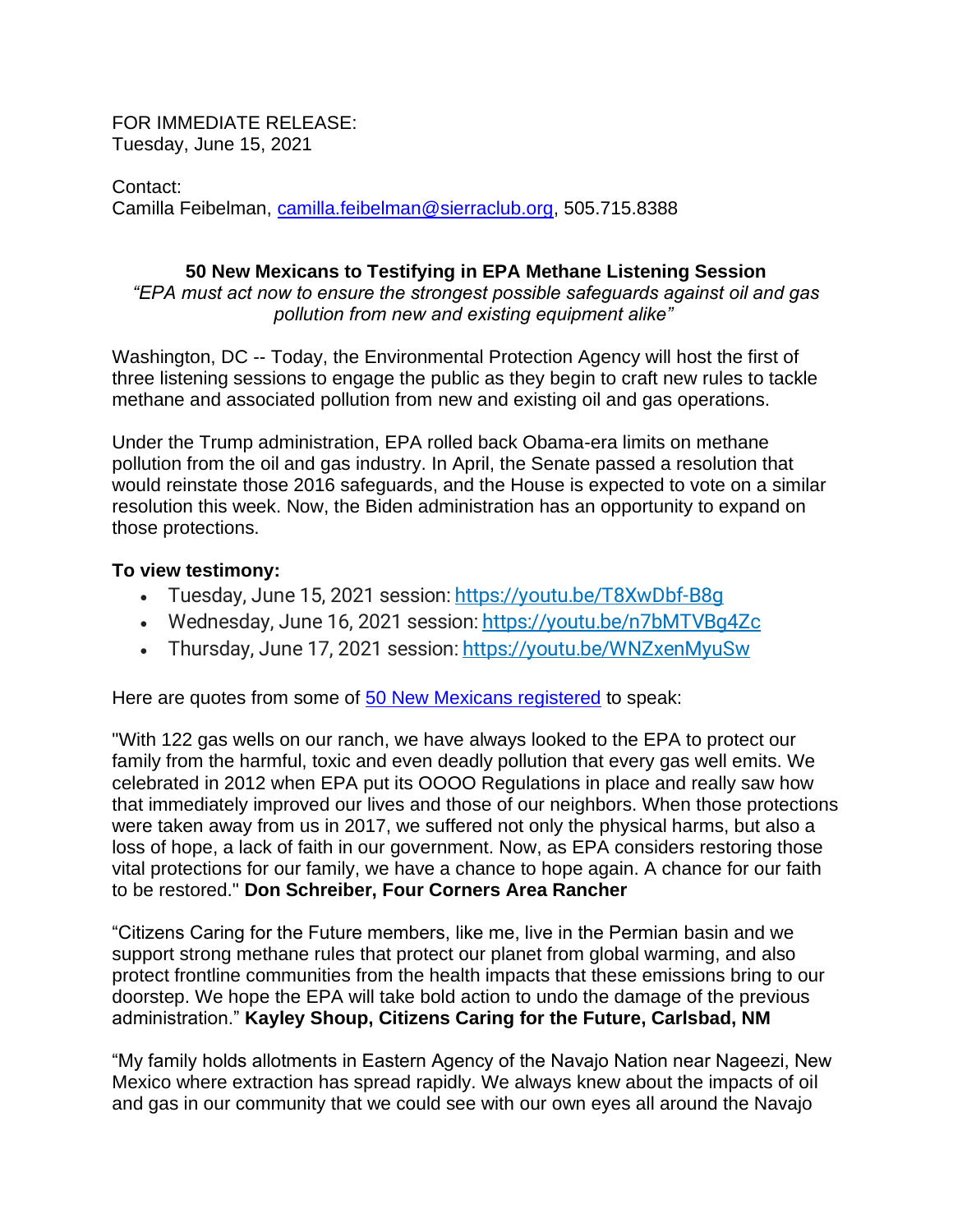FOR IMMEDIATE RELEASE:
Tuesday, June 15, 2021

Contact:
Camilla Feibelman, camilla.feibelman@sierraclub.org, 505.715.8388

## 50 New Mexicans to Testifying in EPA Methane Listening Session

*"EPA must act now to ensure the strongest possible safeguards against oil and gas pollution from new and existing equipment alike"*

Washington, DC -- Today, the Environmental Protection Agency will host the first of three listening sessions to engage the public as they begin to craft new rules to tackle methane and associated pollution from new and existing oil and gas operations.

Under the Trump administration, EPA rolled back Obama-era limits on methane pollution from the oil and gas industry. In April, the Senate passed a resolution that would reinstate those 2016 safeguards, and the House is expected to vote on a similar resolution this week. Now, the Biden administration has an opportunity to expand on those protections.

**To view testimony:**

- Tuesday, June 15, 2021 session: https://youtu.be/T8XwDbf-B8g
- Wednesday, June 16, 2021 session: https://youtu.be/n7bMTVBg4Zc
- Thursday, June 17, 2021 session: https://youtu.be/WNZxenMyuSw

Here are quotes from some of 50 New Mexicans registered to speak:

"With 122 gas wells on our ranch, we have always looked to the EPA to protect our family from the harmful, toxic and even deadly pollution that every gas well emits. We celebrated in 2012 when EPA put its OOOO Regulations in place and really saw how that immediately improved our lives and those of our neighbors. When those protections were taken away from us in 2017, we suffered not only the physical harms, but also a loss of hope, a lack of faith in our government. Now, as EPA considers restoring those vital protections for our family, we have a chance to hope again. A chance for our faith to be restored." **Don Schreiber, Four Corners Area Rancher**

"Citizens Caring for the Future members, like me, live in the Permian basin and we support strong methane rules that protect our planet from global warming, and also protect frontline communities from the health impacts that these emissions bring to our doorstep. We hope the EPA will take bold action to undo the damage of the previous administration." **Kayley Shoup, Citizens Caring for the Future, Carlsbad, NM**

"My family holds allotments in Eastern Agency of the Navajo Nation near Nageezi, New Mexico where extraction has spread rapidly. We always knew about the impacts of oil and gas in our community that we could see with our own eyes all around the Navajo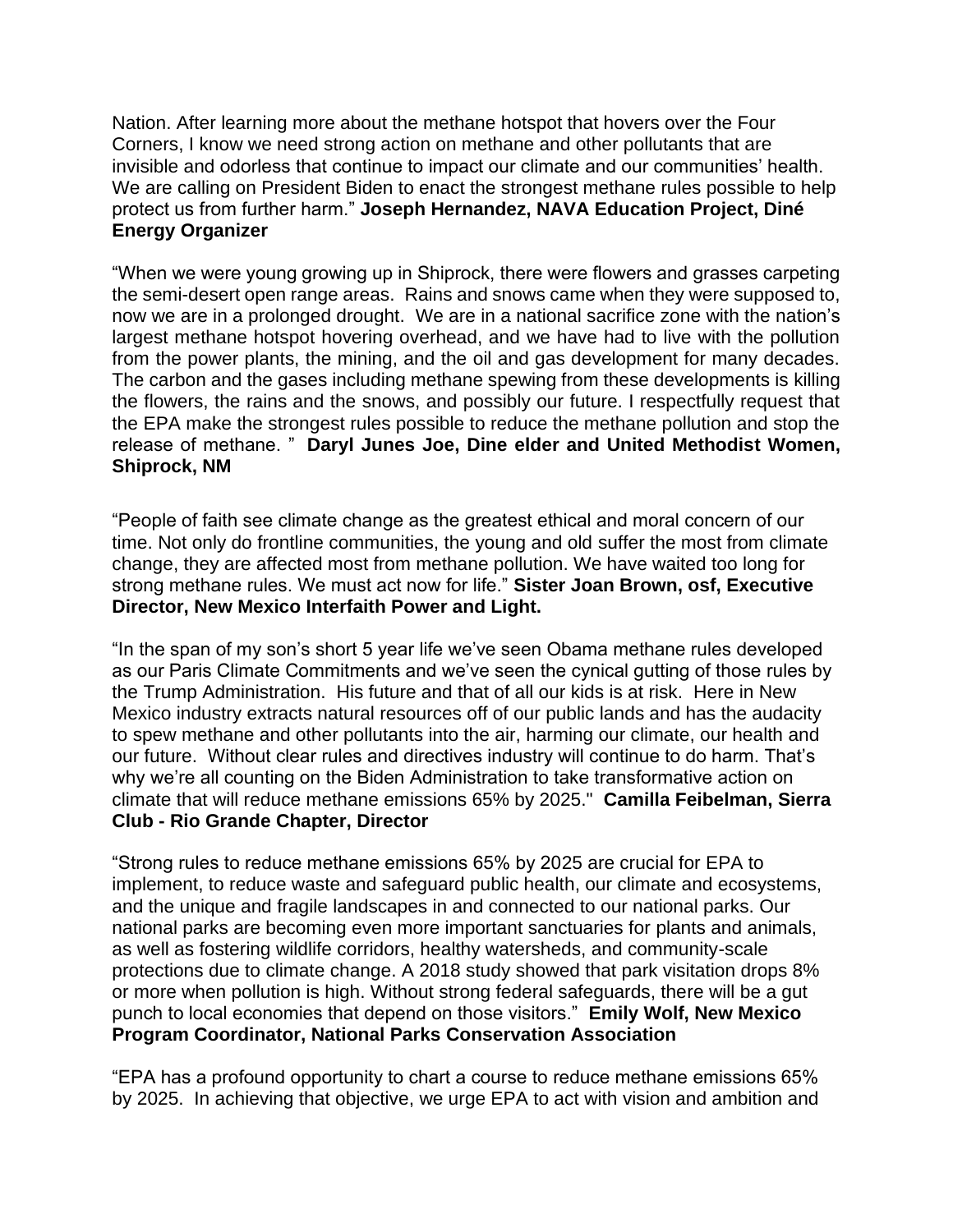Nation. After learning more about the methane hotspot that hovers over the Four Corners, I know we need strong action on methane and other pollutants that are invisible and odorless that continue to impact our climate and our communities' health. We are calling on President Biden to enact the strongest methane rules possible to help protect us from further harm." **Joseph Hernandez, NAVA Education Project, Diné Energy Organizer**

"When we were young growing up in Shiprock, there were flowers and grasses carpeting the semi-desert open range areas. Rains and snows came when they were supposed to, now we are in a prolonged drought. We are in a national sacrifice zone with the nation's largest methane hotspot hovering overhead, and we have had to live with the pollution from the power plants, the mining, and the oil and gas development for many decades. The carbon and the gases including methane spewing from these developments is killing the flowers, the rains and the snows, and possibly our future. I respectfully request that the EPA make the strongest rules possible to reduce the methane pollution and stop the release of methane. " **Daryl Junes Joe, Dine elder and United Methodist Women, Shiprock, NM**

"People of faith see climate change as the greatest ethical and moral concern of our time. Not only do frontline communities, the young and old suffer the most from climate change, they are affected most from methane pollution. We have waited too long for strong methane rules. We must act now for life." **Sister Joan Brown, osf, Executive Director, New Mexico Interfaith Power and Light.**

"In the span of my son's short 5 year life we've seen Obama methane rules developed as our Paris Climate Commitments and we've seen the cynical gutting of those rules by the Trump Administration. His future and that of all our kids is at risk. Here in New Mexico industry extracts natural resources off of our public lands and has the audacity to spew methane and other pollutants into the air, harming our climate, our health and our future. Without clear rules and directives industry will continue to do harm. That's why we're all counting on the Biden Administration to take transformative action on climate that will reduce methane emissions 65% by 2025." **Camilla Feibelman, Sierra Club - Rio Grande Chapter, Director**

"Strong rules to reduce methane emissions 65% by 2025 are crucial for EPA to implement, to reduce waste and safeguard public health, our climate and ecosystems, and the unique and fragile landscapes in and connected to our national parks. Our national parks are becoming even more important sanctuaries for plants and animals, as well as fostering wildlife corridors, healthy watersheds, and community-scale protections due to climate change. A 2018 study showed that park visitation drops 8% or more when pollution is high. Without strong federal safeguards, there will be a gut punch to local economies that depend on those visitors." **Emily Wolf, New Mexico Program Coordinator, National Parks Conservation Association**

"EPA has a profound opportunity to chart a course to reduce methane emissions 65% by 2025. In achieving that objective, we urge EPA to act with vision and ambition and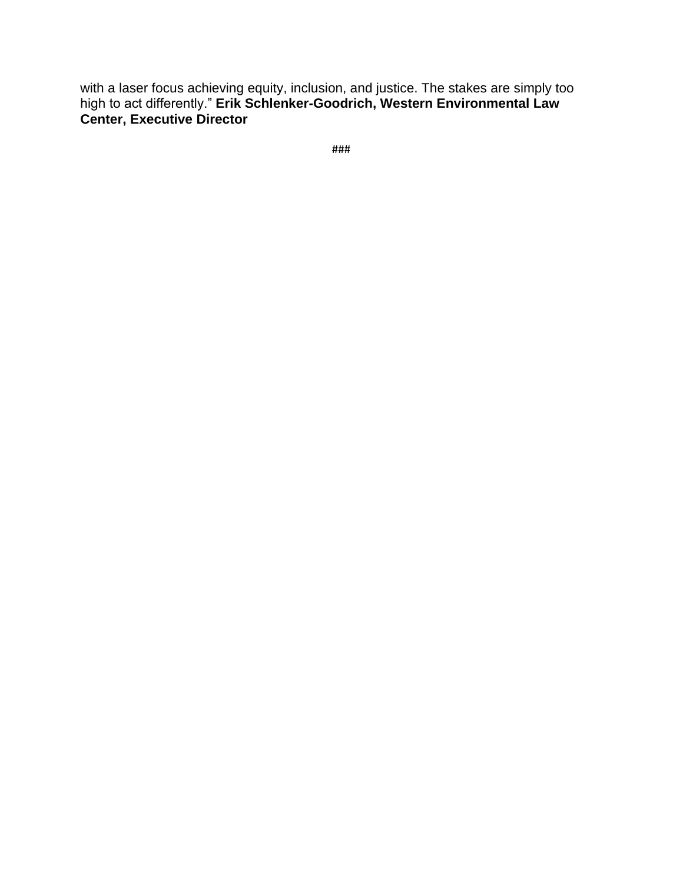with a laser focus achieving equity, inclusion, and justice. The stakes are simply too high to act differently." **Erik Schlenker-Goodrich, Western Environmental Law Center, Executive Director**

###